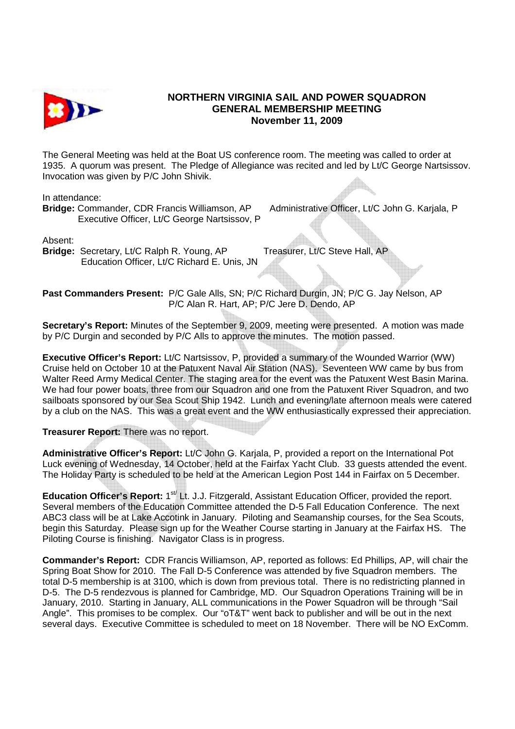# NORTHERN VIRGINIA SAIL AND POWER SQUADRON
## GENERAL MEMBERSHIP MEETING
## November 11, 2009

The General Meeting was held at the Boat US conference room. The meeting was called to order at 1935. A quorum was present. The Pledge of Allegiance was recited and led by Lt/C George Nartsissov. Invocation was given by P/C John Shivik.

In attendance:
**Bridge:** Commander, CDR Francis Williamson, AP Administrative Officer, Lt/C John G. Karjala, P
Executive Officer, Lt/C George Nartsissov, P

Absent:
**Bridge:** Secretary, Lt/C Ralph R. Young, AP Treasurer, Lt/C Steve Hall, AP
Education Officer, Lt/C Richard E. Unis, JN

**Past Commanders Present:** P/C Gale Alls, SN; P/C Richard Durgin, JN; P/C G. Jay Nelson, AP
P/C Alan R. Hart, AP; P/C Jere D. Dendo, AP

**Secretary's Report:** Minutes of the September 9, 2009, meeting were presented. A motion was made by P/C Durgin and seconded by P/C Alls to approve the minutes. The motion passed.

**Executive Officer's Report:** Lt/C Nartsissov, P, provided a summary of the Wounded Warrior (WW) Cruise held on October 10 at the Patuxent Naval Air Station (NAS). Seventeen WW came by bus from Walter Reed Army Medical Center. The staging area for the event was the Patuxent West Basin Marina. We had four power boats, three from our Squadron and one from the Patuxent River Squadron, and two sailboats sponsored by our Sea Scout Ship 1942. Lunch and evening/late afternoon meals were catered by a club on the NAS. This was a great event and the WW enthusiastically expressed their appreciation.

**Treasurer Report:** There was no report.

**Administrative Officer's Report:** Lt/C John G. Karjala, P, provided a report on the International Pot Luck evening of Wednesday, 14 October, held at the Fairfax Yacht Club. 33 guests attended the event. The Holiday Party is scheduled to be held at the American Legion Post 144 in Fairfax on 5 December.

**Education Officer's Report:** 1st Lt. J.J. Fitzgerald, Assistant Education Officer, provided the report. Several members of the Education Committee attended the D-5 Fall Education Conference. The next ABC3 class will be at Lake Accotink in January. Piloting and Seamanship courses, for the Sea Scouts, begin this Saturday. Please sign up for the Weather Course starting in January at the Fairfax HS. The Piloting Course is finishing. Navigator Class is in progress.

**Commander's Report:** CDR Francis Williamson, AP, reported as follows: Ed Phillips, AP, will chair the Spring Boat Show for 2010. The Fall D-5 Conference was attended by five Squadron members. The total D-5 membership is at 3100, which is down from previous total. There is no redistricting planned in D-5. The D-5 rendezvous is planned for Cambridge, MD. Our Squadron Operations Training will be in January, 2010. Starting in January, ALL communications in the Power Squadron will be through "Sail Angle". This promises to be complex. Our "oT&T" went back to publisher and will be out in the next several days. Executive Committee is scheduled to meet on 18 November. There will be NO ExComm.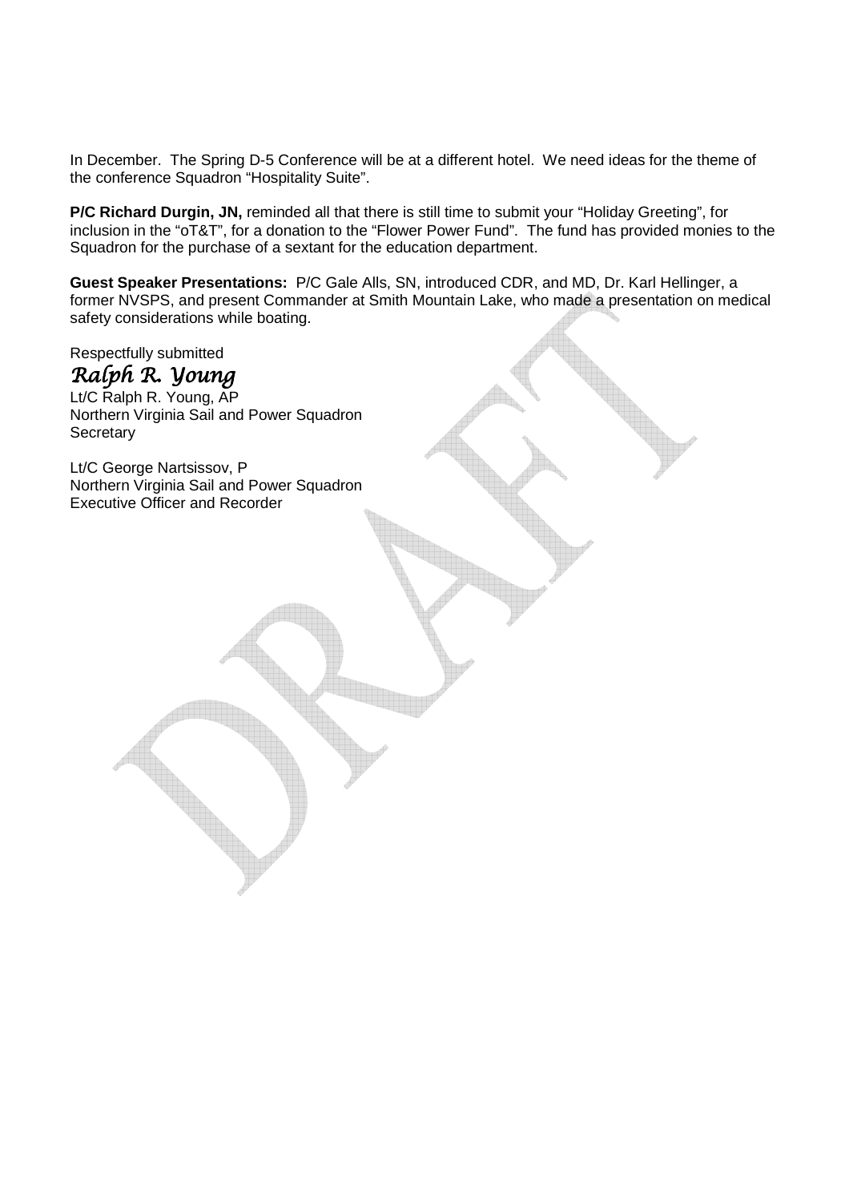In December. The Spring D-5 Conference will be at a different hotel. We need ideas for the theme of the conference Squadron "Hospitality Suite".

**P/C Richard Durgin, JN,** reminded all that there is still time to submit your "Holiday Greeting", for inclusion in the "oT&T", for a donation to the "Flower Power Fund". The fund has provided monies to the Squadron for the purchase of a sextant for the education department.

**Guest Speaker Presentations:** P/C Gale Alls, SN, introduced CDR, and MD, Dr. Karl Hellinger, a former NVSPS, and present Commander at Smith Mountain Lake, who made a presentation on medical safety considerations while boating.

Respectfully submitted

*Ralph R. Young*

Lt/C Ralph R. Young, AP
Northern Virginia Sail and Power Squadron
Secretary

Lt/C George Nartsissov, P
Northern Virginia Sail and Power Squadron
Executive Officer and Recorder

DRAFT